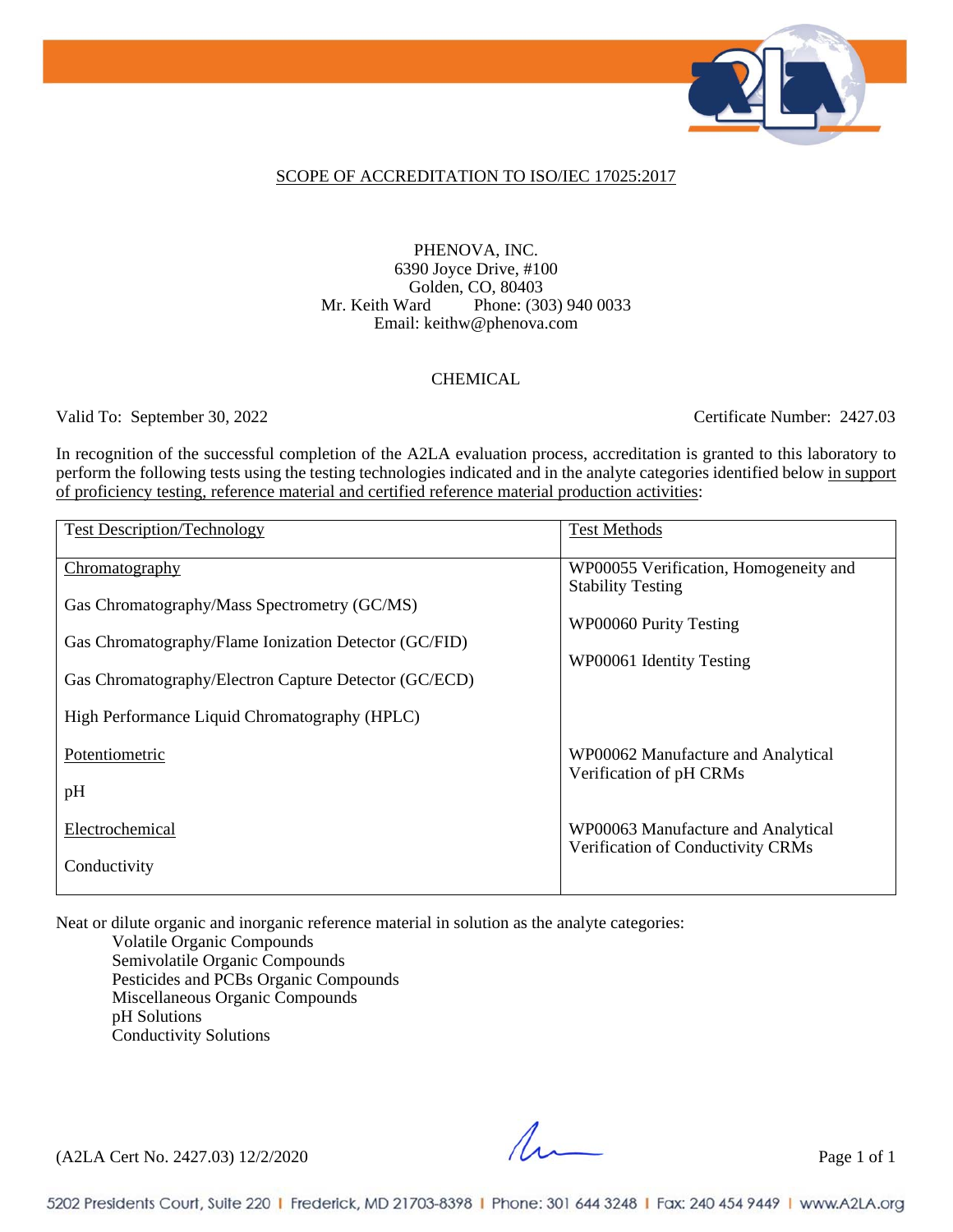## SCOPE OF ACCREDITATION TO ISO/IEC 17025:2017

PHENOVA, INC.
6390 Joyce Drive, #100
Golden, CO, 80403
Mr. Keith Ward Phone: (303) 940 0033
Email: keithw@phenova.com

### CHEMICAL

Valid To: September 30, 2022 Certificate Number: 2427.03

In recognition of the successful completion of the A2LA evaluation process, accreditation is granted to this laboratory to perform the following tests using the testing technologies indicated and in the analyte categories identified below in support of proficiency testing, reference material and certified reference material production activities:

| Test Description/Technology | Test Methods |
|---|---|
| Chromatography<br><br>Gas Chromatography/Mass Spectrometry (GC/MS)<br><br>Gas Chromatography/Flame Ionization Detector (GC/FID)<br><br>Gas Chromatography/Electron Capture Detector (GC/ECD)<br><br>High Performance Liquid Chromatography (HPLC) | WP00055 Verification, Homogeneity and Stability Testing<br><br>WP00060 Purity Testing<br><br>WP00061 Identity Testing |
| Potentiometric<br><br>pH | WP00062 Manufacture and Analytical Verification of pH CRMs |
| Electrochemical<br><br>Conductivity | WP00063 Manufacture and Analytical Verification of Conductivity CRMs |

Neat or dilute organic and inorganic reference material in solution as the analyte categories:

- Volatile Organic Compounds
- Semivolatile Organic Compounds
- Pesticides and PCBs Organic Compounds
- Miscellaneous Organic Compounds
- pH Solutions
- Conductivity Solutions

(A2LA Cert No. 2427.03) 12/2/2020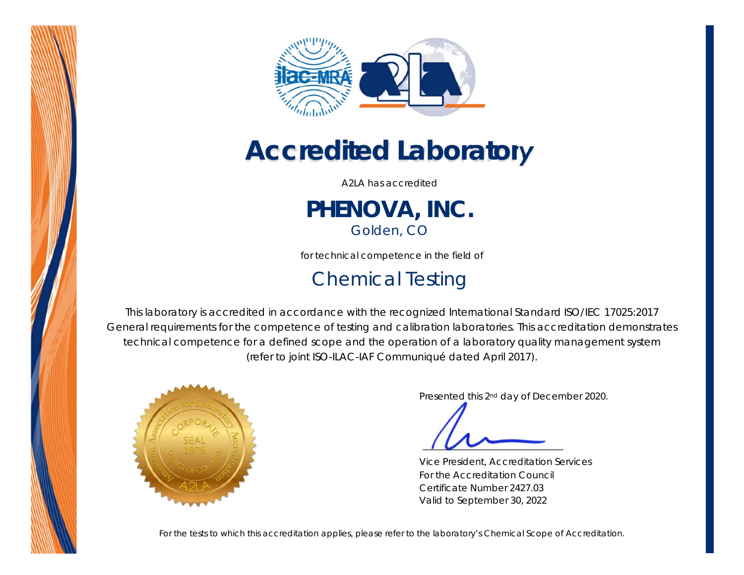# Accredited Laboratory

A2LA has accredited

## PHENOVA, INC.

Golden, CO

for technical competence in the field of

## Chemical Testing

This laboratory is accredited in accordance with the recognized International Standard ISO/IEC 17025:2017 General requirements for the competence of testing and calibration laboratories. This accreditation demonstrates technical competence for a defined scope and the operation of a laboratory quality management system (refer to joint ISO-ILAC-IAF Communiqué dated April 2017).

American Association for Laboratory Accreditation
CORPORATE SEAL 1978
DISTRICT OF COLUMBIA
A2LA

Presented this 2nd day of December 2020.

Vice President, Accreditation Services
For the Accreditation Council
Certificate Number 2427.03
Valid to September 30, 2022

For the tests to which this accreditation applies, please refer to the laboratory's Chemical Scope of Accreditation.